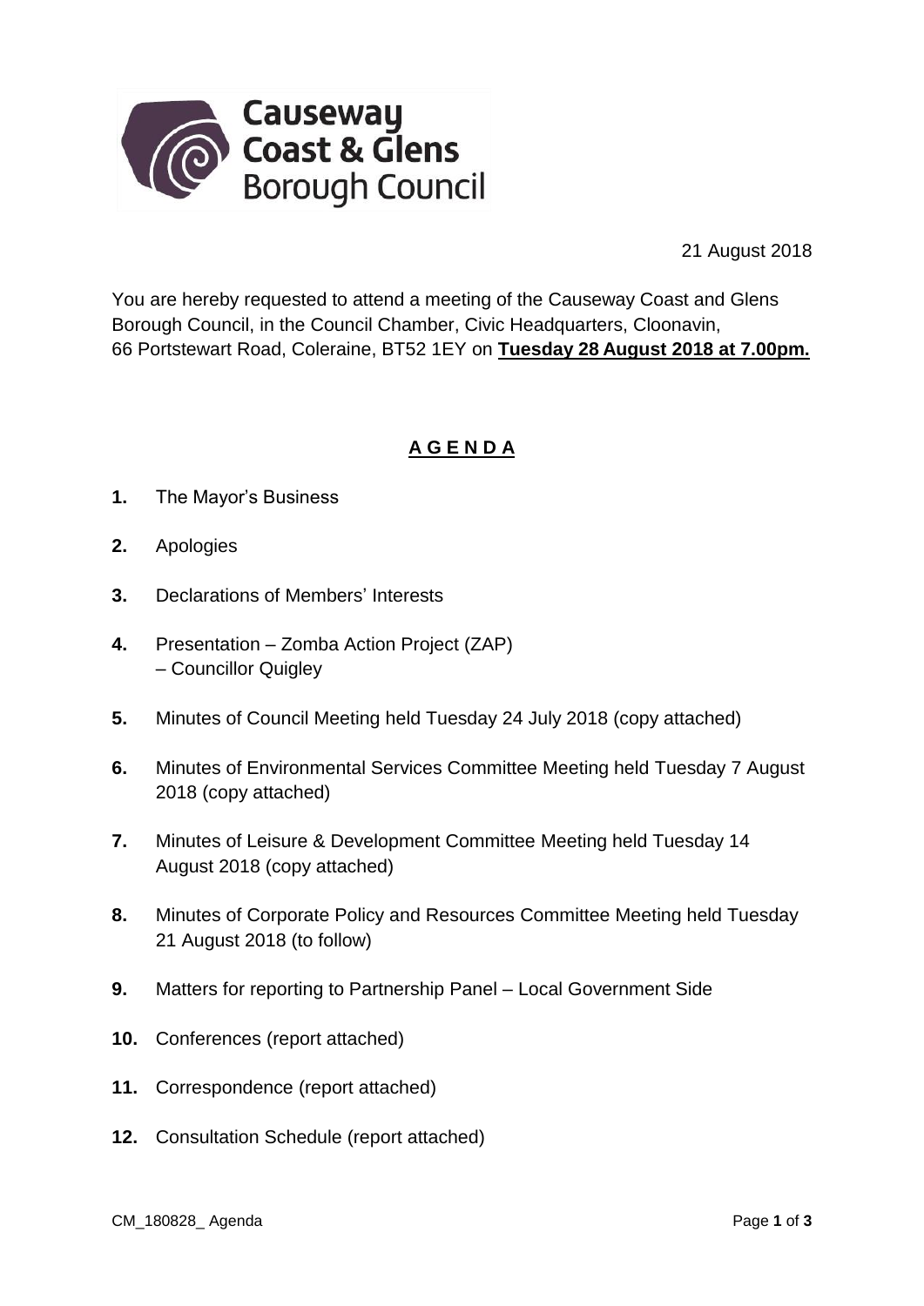Causeway Coast & Glens Borough Council

21 August 2018

You are hereby requested to attend a meeting of the Causeway Coast and Glens Borough Council, in the Council Chamber, Civic Headquarters, Cloonavin, 66 Portstewart Road, Coleraine, BT52 1EY on **Tuesday 28 August 2018 at 7.00pm.**

## A G E N D A

**1.** The Mayor's Business

**2.** Apologies

**3.** Declarations of Members' Interests

**4.** Presentation – Zomba Action Project (ZAP)
– Councillor Quigley

**5.** Minutes of Council Meeting held Tuesday 24 July 2018 (copy attached)

**6.** Minutes of Environmental Services Committee Meeting held Tuesday 7 August 2018 (copy attached)

**7.** Minutes of Leisure & Development Committee Meeting held Tuesday 14 August 2018 (copy attached)

**8.** Minutes of Corporate Policy and Resources Committee Meeting held Tuesday 21 August 2018 (to follow)

**9.** Matters for reporting to Partnership Panel – Local Government Side

**10.** Conferences (report attached)

**11.** Correspondence (report attached)

**12.** Consultation Schedule (report attached)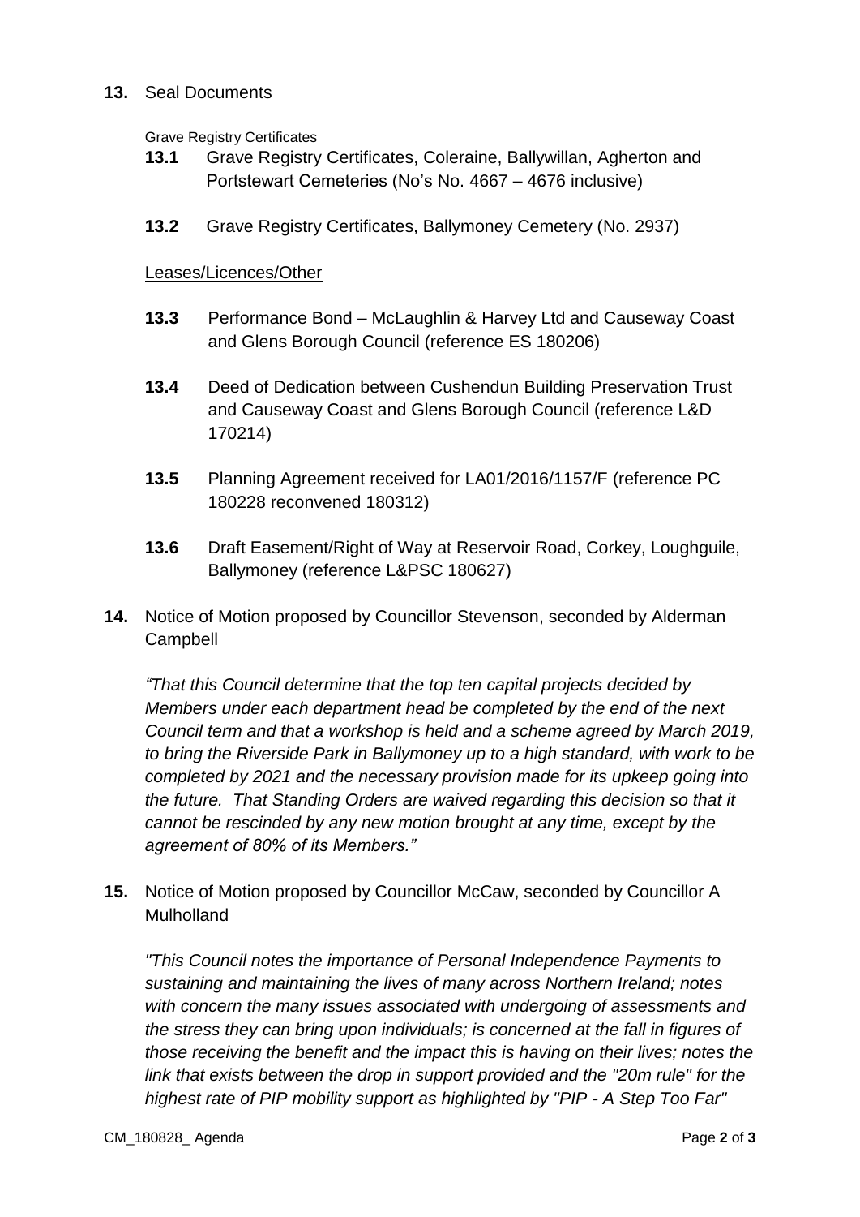**13.** Seal Documents

Grave Registry Certificates

**13.1** Grave Registry Certificates, Coleraine, Ballywillan, Agherton and Portstewart Cemeteries (No's No. 4667 – 4676 inclusive)

**13.2** Grave Registry Certificates, Ballymoney Cemetery (No. 2937)

Leases/Licences/Other

**13.3** Performance Bond – McLaughlin & Harvey Ltd and Causeway Coast and Glens Borough Council (reference ES 180206)

**13.4** Deed of Dedication between Cushendun Building Preservation Trust and Causeway Coast and Glens Borough Council (reference L&D 170214)

**13.5** Planning Agreement received for LA01/2016/1157/F (reference PC 180228 reconvened 180312)

**13.6** Draft Easement/Right of Way at Reservoir Road, Corkey, Loughguile, Ballymoney (reference L&PSC 180627)

**14.** Notice of Motion proposed by Councillor Stevenson, seconded by Alderman Campbell

*"That this Council determine that the top ten capital projects decided by Members under each department head be completed by the end of the next Council term and that a workshop is held and a scheme agreed by March 2019, to bring the Riverside Park in Ballymoney up to a high standard, with work to be completed by 2021 and the necessary provision made for its upkeep going into the future. That Standing Orders are waived regarding this decision so that it cannot be rescinded by any new motion brought at any time, except by the agreement of 80% of its Members."*

**15.** Notice of Motion proposed by Councillor McCaw, seconded by Councillor A Mulholland

*"This Council notes the importance of Personal Independence Payments to sustaining and maintaining the lives of many across Northern Ireland; notes with concern the many issues associated with undergoing of assessments and the stress they can bring upon individuals; is concerned at the fall in figures of those receiving the benefit and the impact this is having on their lives; notes the link that exists between the drop in support provided and the "20m rule" for the highest rate of PIP mobility support as highlighted by "PIP - A Step Too Far"*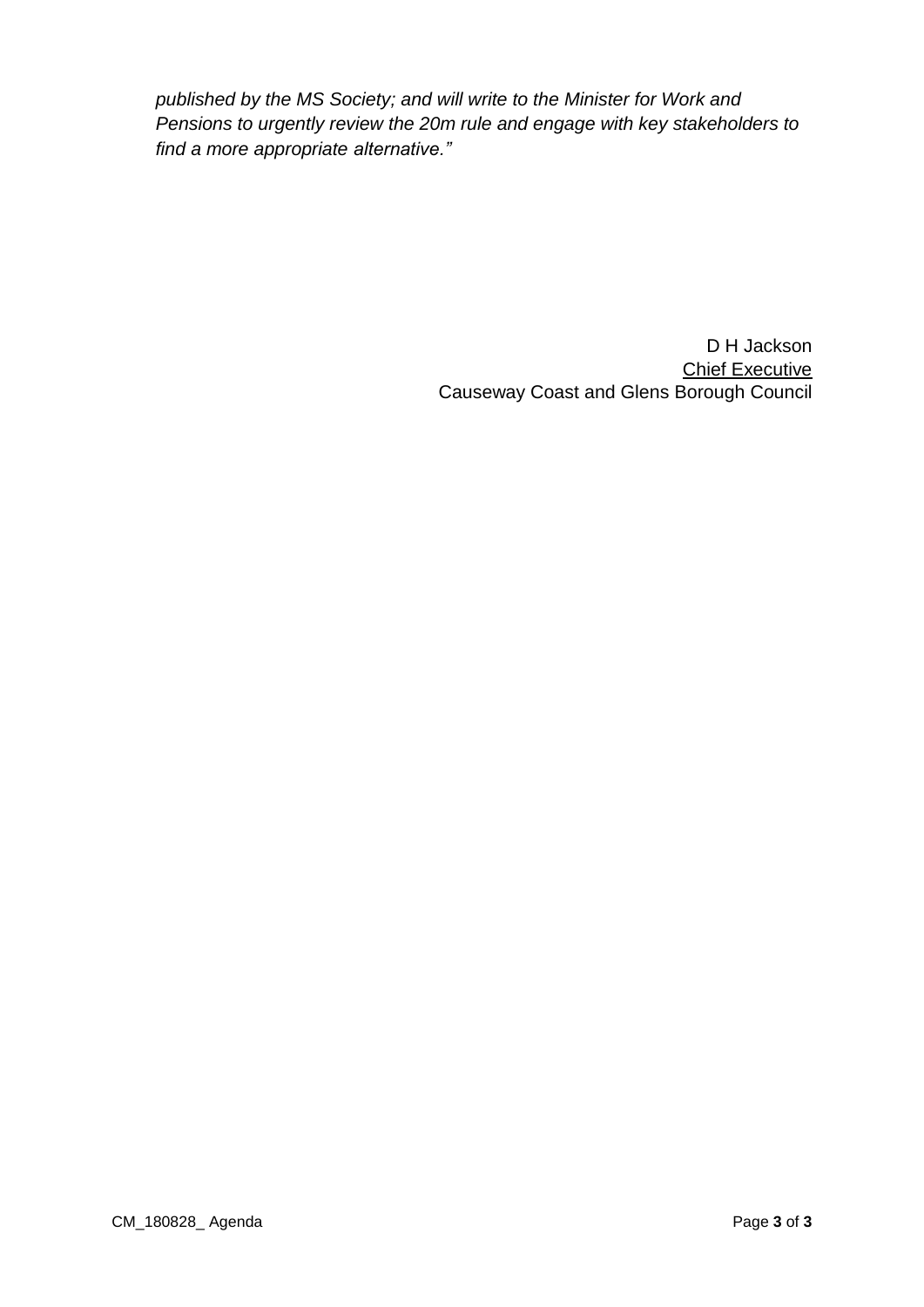*published by the MS Society; and will write to the Minister for Work and Pensions to urgently review the 20m rule and engage with key stakeholders to find a more appropriate alternative."*

D H Jackson
Chief Executive
Causeway Coast and Glens Borough Council